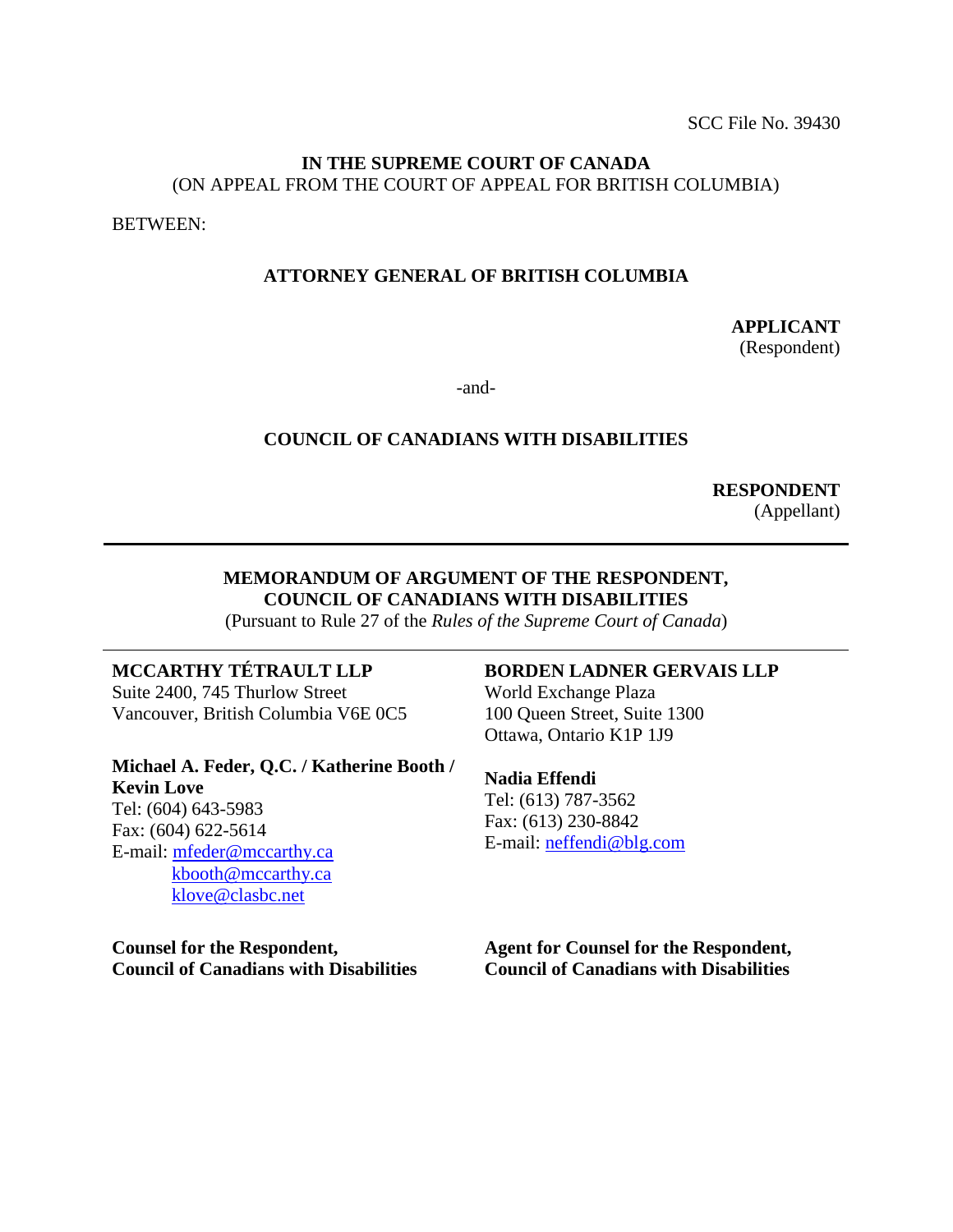SCC File No. 39430

**IN THE SUPREME COURT OF CANADA**
(ON APPEAL FROM THE COURT OF APPEAL FOR BRITISH COLUMBIA)

BETWEEN:

**ATTORNEY GENERAL OF BRITISH COLUMBIA**

**APPLICANT**
(Respondent)

-and-

**COUNCIL OF CANADIANS WITH DISABILITIES**

**RESPONDENT**
(Appellant)

---

**MEMORANDUM OF ARGUMENT OF THE RESPONDENT, COUNCIL OF CANADIANS WITH DISABILITIES**
(Pursuant to Rule 27 of the *Rules of the Supreme Court of Canada*)

---

**MCCARTHY TÉTRAULT LLP**
Suite 2400, 745 Thurlow Street
Vancouver, British Columbia V6E 0C5

**Michael A. Feder, Q.C. / Katherine Booth / Kevin Love**
Tel: (604) 643-5983
Fax: (604) 622-5614
E-mail: mfeder@mccarthy.ca
kbooth@mccarthy.ca
klove@clasbc.net

**Counsel for the Respondent, Council of Canadians with Disabilities**

**BORDEN LADNER GERVAIS LLP**
World Exchange Plaza
100 Queen Street, Suite 1300
Ottawa, Ontario K1P 1J9

**Nadia Effendi**
Tel: (613) 787-3562
Fax: (613) 230-8842
E-mail: neffendi@blg.com

**Agent for Counsel for the Respondent, Council of Canadians with Disabilities**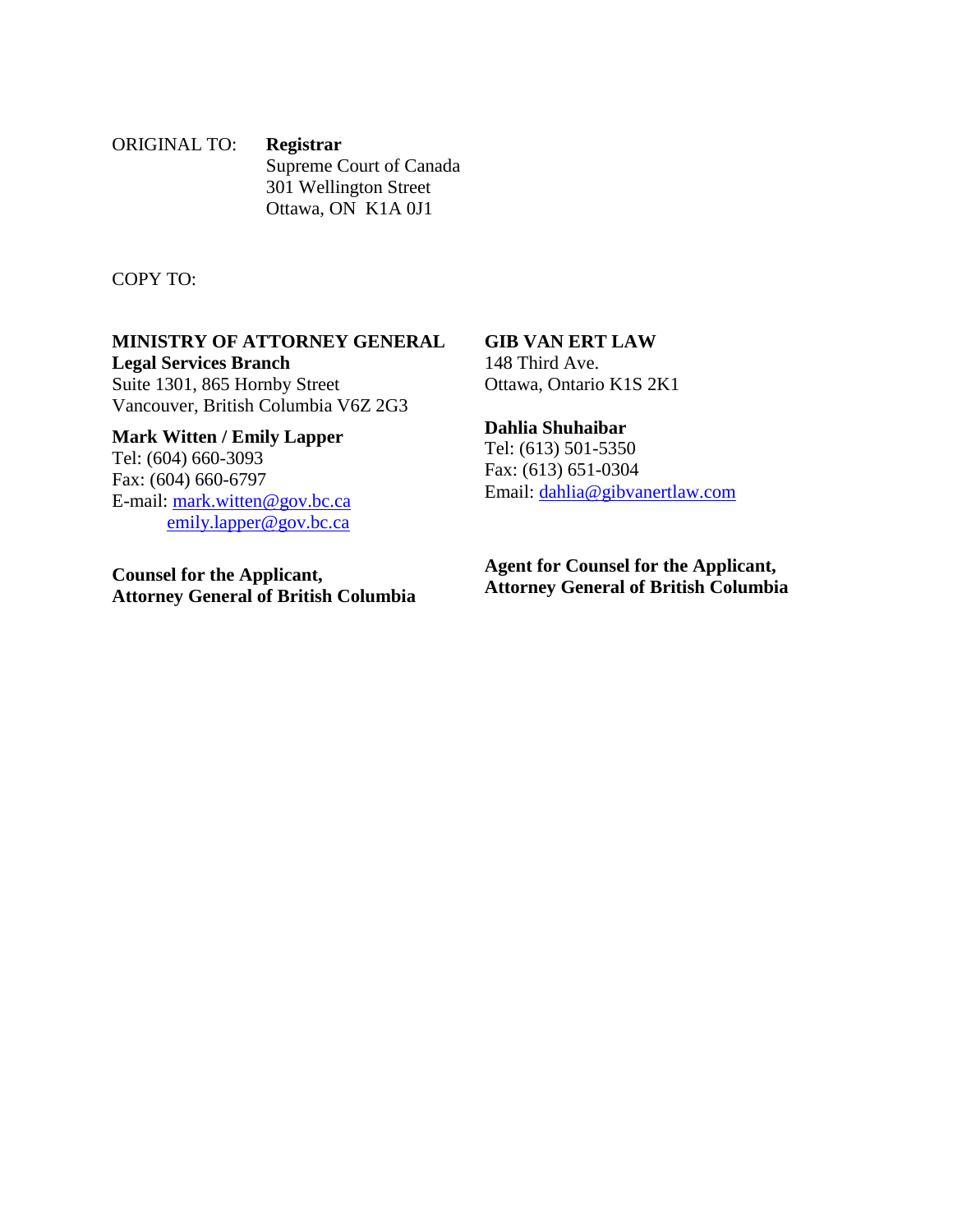ORIGINAL TO: **Registrar**
Supreme Court of Canada
301 Wellington Street
Ottawa, ON K1A 0J1

COPY TO:

**MINISTRY OF ATTORNEY GENERAL**
**Legal Services Branch**
Suite 1301, 865 Hornby Street
Vancouver, British Columbia V6Z 2G3

**Mark Witten / Emily Lapper**
Tel: (604) 660-3093
Fax: (604) 660-6797
E-mail: mark.witten@gov.bc.ca
emily.lapper@gov.bc.ca

**Counsel for the Applicant, Attorney General of British Columbia**

**GIB VAN ERT LAW**
148 Third Ave.
Ottawa, Ontario K1S 2K1

**Dahlia Shuhaibar**
Tel: (613) 501-5350
Fax: (613) 651-0304
Email: dahlia@gibvanertlaw.com

**Agent for Counsel for the Applicant, Attorney General of British Columbia**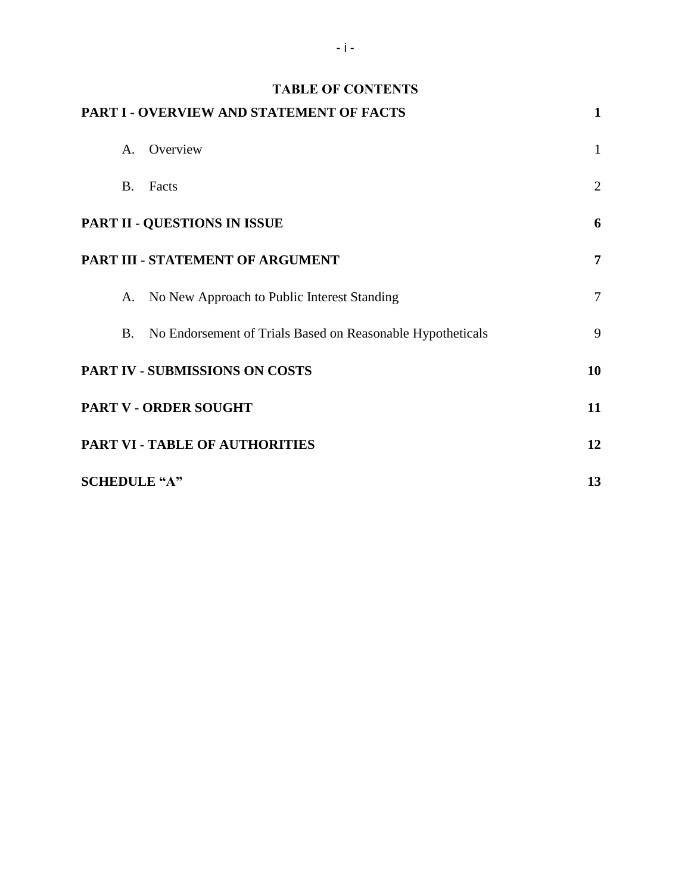## TABLE OF CONTENTS

| | |
|---|---|
| **PART I - OVERVIEW AND STATEMENT OF FACTS** | **1** |
| A. Overview | 1 |
| B. Facts | 2 |
| **PART II - QUESTIONS IN ISSUE** | **6** |
| **PART III - STATEMENT OF ARGUMENT** | **7** |
| A. No New Approach to Public Interest Standing | 7 |
| B. No Endorsement of Trials Based on Reasonable Hypotheticals | 9 |
| **PART IV - SUBMISSIONS ON COSTS** | **10** |
| **PART V - ORDER SOUGHT** | **11** |
| **PART VI - TABLE OF AUTHORITIES** | **12** |
| **SCHEDULE "A"** | **13** |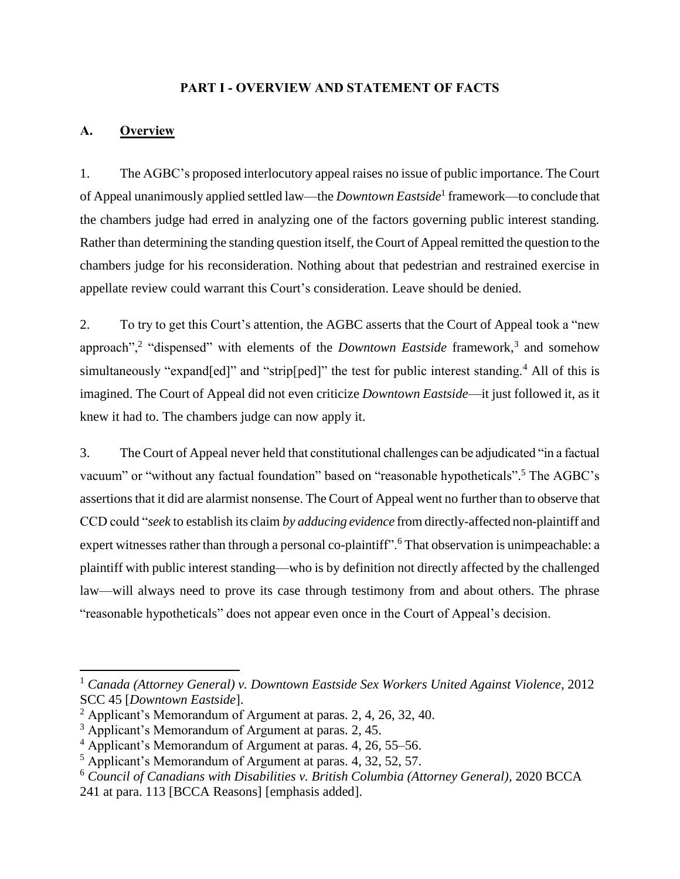## PART I - OVERVIEW AND STATEMENT OF FACTS

### A. Overview

1. The AGBC's proposed interlocutory appeal raises no issue of public importance. The Court of Appeal unanimously applied settled law—the *Downtown Eastside*[1] framework—to conclude that the chambers judge had erred in analyzing one of the factors governing public interest standing. Rather than determining the standing question itself, the Court of Appeal remitted the question to the chambers judge for his reconsideration. Nothing about that pedestrian and restrained exercise in appellate review could warrant this Court's consideration. Leave should be denied.

2. To try to get this Court's attention, the AGBC asserts that the Court of Appeal took a "new approach",[2] "dispensed" with elements of the *Downtown Eastside* framework,[3] and somehow simultaneously "expand[ed]" and "strip[ped]" the test for public interest standing.[4] All of this is imagined. The Court of Appeal did not even criticize *Downtown Eastside*—it just followed it, as it knew it had to. The chambers judge can now apply it.

3. The Court of Appeal never held that constitutional challenges can be adjudicated "in a factual vacuum" or "without any factual foundation" based on "reasonable hypotheticals".[5] The AGBC's assertions that it did are alarmist nonsense. The Court of Appeal went no further than to observe that CCD could "*seek* to establish its claim *by adducing evidence* from directly-affected non-plaintiff and expert witnesses rather than through a personal co-plaintiff".[6] That observation is unimpeachable: a plaintiff with public interest standing—who is by definition not directly affected by the challenged law—will always need to prove its case through testimony from and about others. The phrase "reasonable hypotheticals" does not appear even once in the Court of Appeal's decision.

---

[1] *Canada (Attorney General) v. Downtown Eastside Sex Workers United Against Violence*, 2012 SCC 45 [*Downtown Eastside*].

[2] Applicant's Memorandum of Argument at paras. 2, 4, 26, 32, 40.

[3] Applicant's Memorandum of Argument at paras. 2, 45.

[4] Applicant's Memorandum of Argument at paras. 4, 26, 55–56.

[5] Applicant's Memorandum of Argument at paras. 4, 32, 52, 57.

[6] *Council of Canadians with Disabilities v. British Columbia (Attorney General)*, 2020 BCCA 241 at para. 113 [BCCA Reasons] [emphasis added].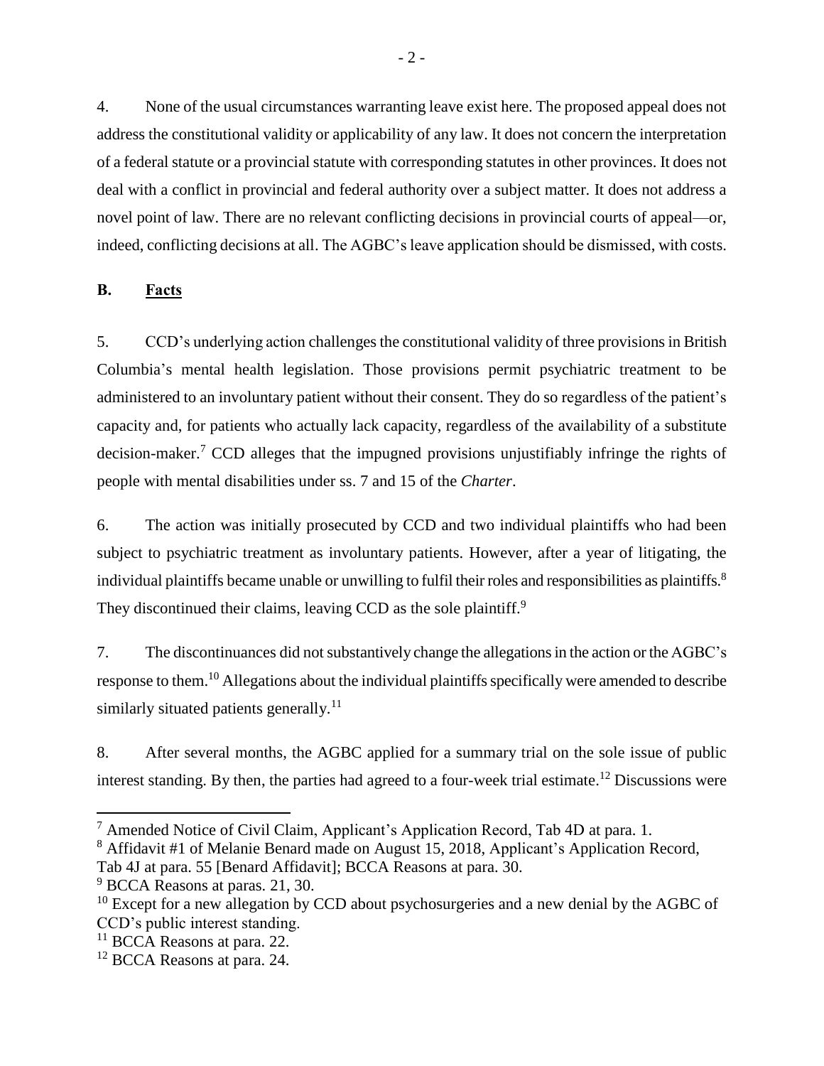4. None of the usual circumstances warranting leave exist here. The proposed appeal does not address the constitutional validity or applicability of any law. It does not concern the interpretation of a federal statute or a provincial statute with corresponding statutes in other provinces. It does not deal with a conflict in provincial and federal authority over a subject matter. It does not address a novel point of law. There are no relevant conflicting decisions in provincial courts of appeal—or, indeed, conflicting decisions at all. The AGBC's leave application should be dismissed, with costs.

## B. <u>Facts</u>

5. CCD's underlying action challenges the constitutional validity of three provisions in British Columbia's mental health legislation. Those provisions permit psychiatric treatment to be administered to an involuntary patient without their consent. They do so regardless of the patient's capacity and, for patients who actually lack capacity, regardless of the availability of a substitute decision-maker.[7] CCD alleges that the impugned provisions unjustifiably infringe the rights of people with mental disabilities under ss. 7 and 15 of the *Charter*.

6. The action was initially prosecuted by CCD and two individual plaintiffs who had been subject to psychiatric treatment as involuntary patients. However, after a year of litigating, the individual plaintiffs became unable or unwilling to fulfil their roles and responsibilities as plaintiffs.[8] They discontinued their claims, leaving CCD as the sole plaintiff.[9]

7. The discontinuances did not substantively change the allegations in the action or the AGBC's response to them.[10] Allegations about the individual plaintiffs specifically were amended to describe similarly situated patients generally.[11]

8. After several months, the AGBC applied for a summary trial on the sole issue of public interest standing. By then, the parties had agreed to a four-week trial estimate.[12] Discussions were

---

[7] Amended Notice of Civil Claim, Applicant's Application Record, Tab 4D at para. 1.

[8] Affidavit #1 of Melanie Benard made on August 15, 2018, Applicant's Application Record, Tab 4J at para. 55 [Benard Affidavit]; BCCA Reasons at para. 30.

[9] BCCA Reasons at paras. 21, 30.

[10] Except for a new allegation by CCD about psychosurgeries and a new denial by the AGBC of CCD's public interest standing.

[11] BCCA Reasons at para. 22.

[12] BCCA Reasons at para. 24.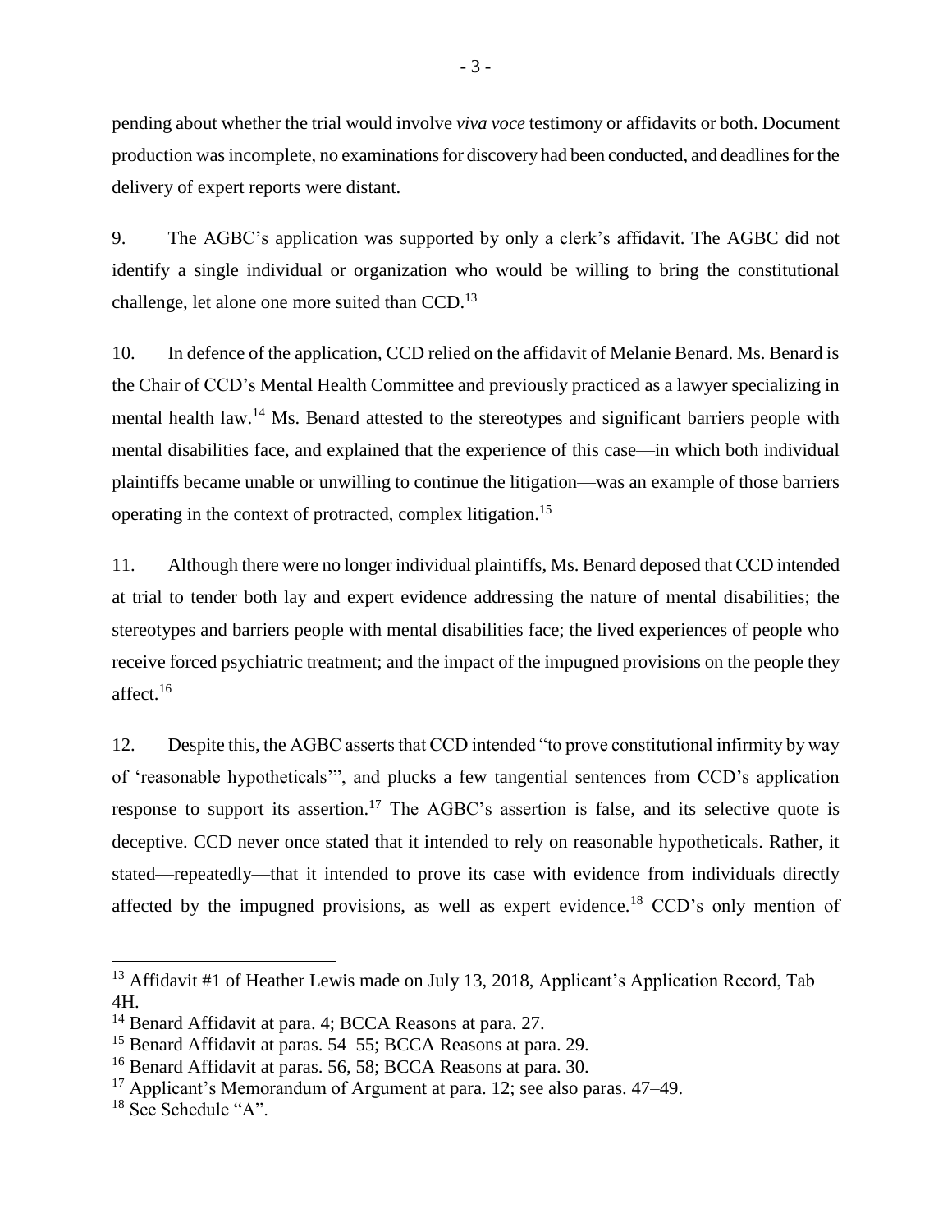pending about whether the trial would involve *viva voce* testimony or affidavits or both. Document production was incomplete, no examinations for discovery had been conducted, and deadlines for the delivery of expert reports were distant.

9. The AGBC's application was supported by only a clerk's affidavit. The AGBC did not identify a single individual or organization who would be willing to bring the constitutional challenge, let alone one more suited than CCD.[13]

10. In defence of the application, CCD relied on the affidavit of Melanie Benard. Ms. Benard is the Chair of CCD's Mental Health Committee and previously practiced as a lawyer specializing in mental health law.[14] Ms. Benard attested to the stereotypes and significant barriers people with mental disabilities face, and explained that the experience of this case—in which both individual plaintiffs became unable or unwilling to continue the litigation—was an example of those barriers operating in the context of protracted, complex litigation.[15]

11. Although there were no longer individual plaintiffs, Ms. Benard deposed that CCD intended at trial to tender both lay and expert evidence addressing the nature of mental disabilities; the stereotypes and barriers people with mental disabilities face; the lived experiences of people who receive forced psychiatric treatment; and the impact of the impugned provisions on the people they affect.[16]

12. Despite this, the AGBC asserts that CCD intended "to prove constitutional infirmity by way of 'reasonable hypotheticals'", and plucks a few tangential sentences from CCD's application response to support its assertion.[17] The AGBC's assertion is false, and its selective quote is deceptive. CCD never once stated that it intended to rely on reasonable hypotheticals. Rather, it stated—repeatedly—that it intended to prove its case with evidence from individuals directly affected by the impugned provisions, as well as expert evidence.[18] CCD's only mention of

---

[13] Affidavit #1 of Heather Lewis made on July 13, 2018, Applicant's Application Record, Tab 4H.

[14] Benard Affidavit at para. 4; BCCA Reasons at para. 27.

[15] Benard Affidavit at paras. 54–55; BCCA Reasons at para. 29.

[16] Benard Affidavit at paras. 56, 58; BCCA Reasons at para. 30.

[17] Applicant's Memorandum of Argument at para. 12; see also paras. 47–49.

[18] See Schedule "A".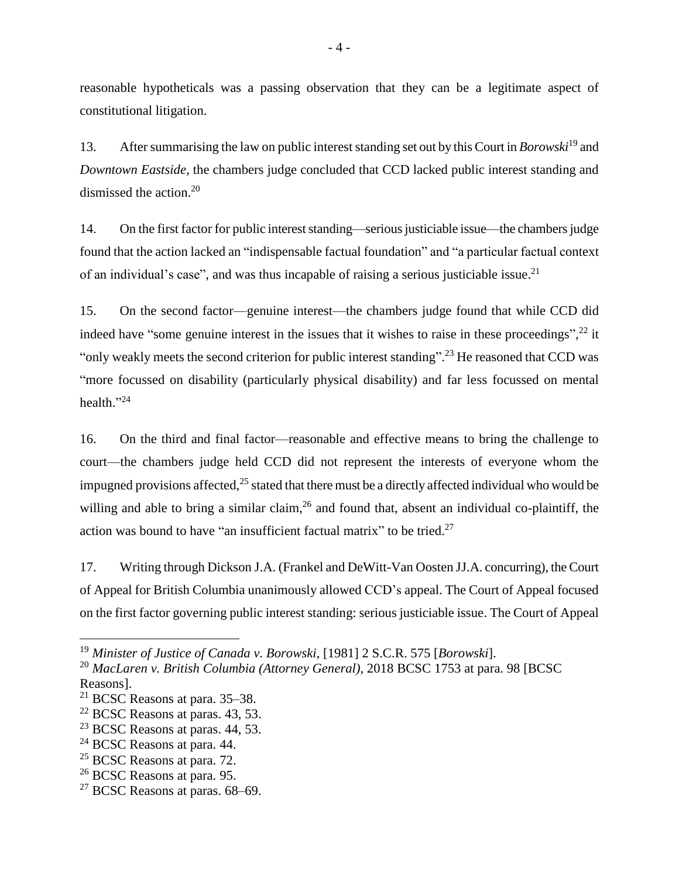reasonable hypotheticals was a passing observation that they can be a legitimate aspect of constitutional litigation.

13. After summarising the law on public interest standing set out by this Court in *Borowski*[19] and *Downtown Eastside*, the chambers judge concluded that CCD lacked public interest standing and dismissed the action.[20]

14. On the first factor for public interest standing—serious justiciable issue—the chambers judge found that the action lacked an "indispensable factual foundation" and "a particular factual context of an individual's case", and was thus incapable of raising a serious justiciable issue.[21]

15. On the second factor—genuine interest—the chambers judge found that while CCD did indeed have "some genuine interest in the issues that it wishes to raise in these proceedings",[22] it "only weakly meets the second criterion for public interest standing".[23] He reasoned that CCD was "more focussed on disability (particularly physical disability) and far less focussed on mental health."[24]

16. On the third and final factor—reasonable and effective means to bring the challenge to court—the chambers judge held CCD did not represent the interests of everyone whom the impugned provisions affected,[25] stated that there must be a directly affected individual who would be willing and able to bring a similar claim,[26] and found that, absent an individual co-plaintiff, the action was bound to have "an insufficient factual matrix" to be tried.[27]

17. Writing through Dickson J.A. (Frankel and DeWitt-Van Oosten JJ.A. concurring), the Court of Appeal for British Columbia unanimously allowed CCD's appeal. The Court of Appeal focused on the first factor governing public interest standing: serious justiciable issue. The Court of Appeal

---

[19] *Minister of Justice of Canada v. Borowski*, [1981] 2 S.C.R. 575 [*Borowski*].

[20] *MacLaren v. British Columbia (Attorney General)*, 2018 BCSC 1753 at para. 98 [BCSC Reasons].

[21] BCSC Reasons at para. 35–38.

[22] BCSC Reasons at paras. 43, 53.

[23] BCSC Reasons at paras. 44, 53.

[24] BCSC Reasons at para. 44.

[25] BCSC Reasons at para. 72.

[26] BCSC Reasons at para. 95.

[27] BCSC Reasons at paras. 68–69.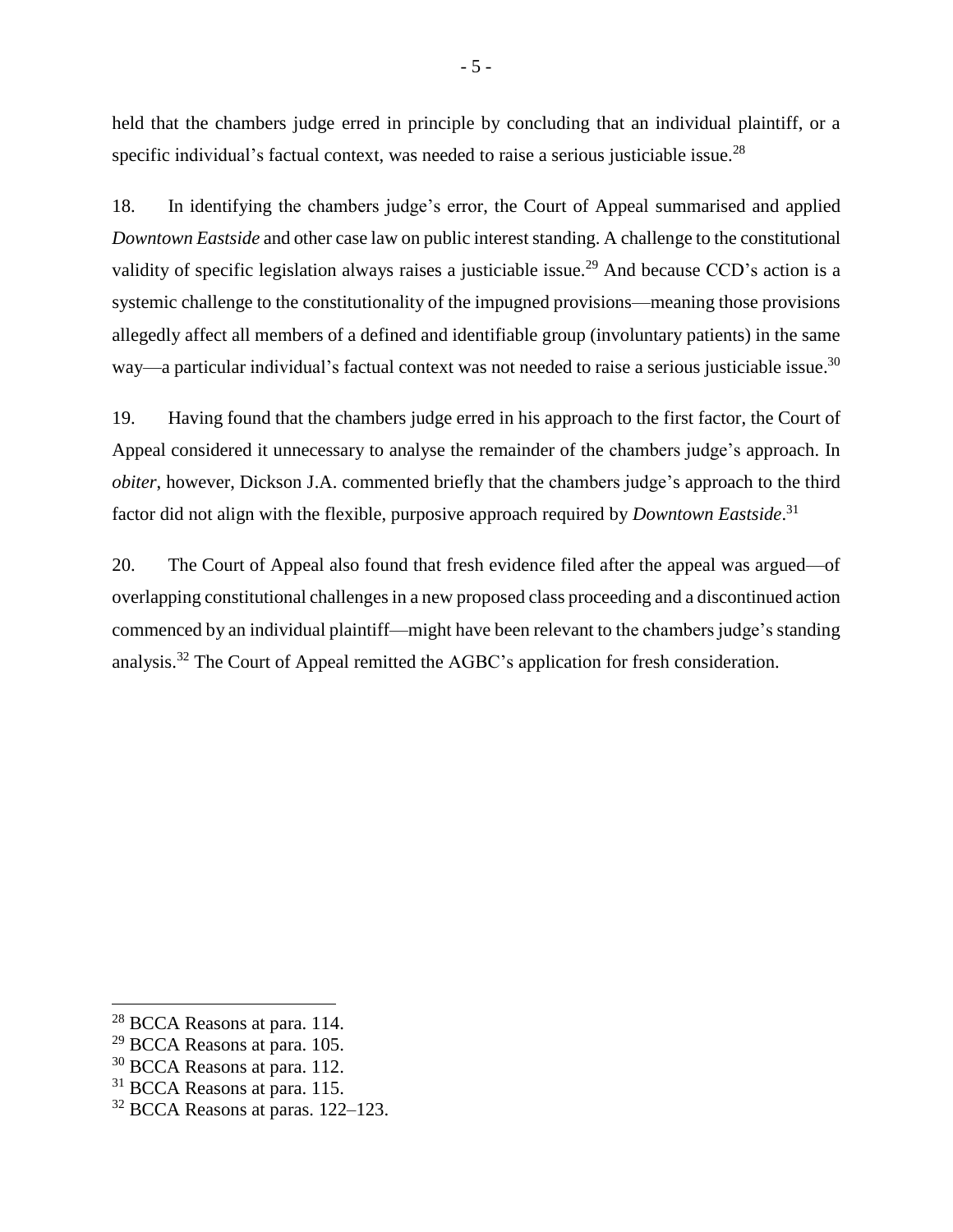held that the chambers judge erred in principle by concluding that an individual plaintiff, or a specific individual's factual context, was needed to raise a serious justiciable issue.[28]

18. In identifying the chambers judge's error, the Court of Appeal summarised and applied *Downtown Eastside* and other case law on public interest standing. A challenge to the constitutional validity of specific legislation always raises a justiciable issue.[29] And because CCD's action is a systemic challenge to the constitutionality of the impugned provisions—meaning those provisions allegedly affect all members of a defined and identifiable group (involuntary patients) in the same way—a particular individual's factual context was not needed to raise a serious justiciable issue.[30]

19. Having found that the chambers judge erred in his approach to the first factor, the Court of Appeal considered it unnecessary to analyse the remainder of the chambers judge's approach. In *obiter*, however, Dickson J.A. commented briefly that the chambers judge's approach to the third factor did not align with the flexible, purposive approach required by *Downtown Eastside*.[31]

20. The Court of Appeal also found that fresh evidence filed after the appeal was argued—of overlapping constitutional challenges in a new proposed class proceeding and a discontinued action commenced by an individual plaintiff—might have been relevant to the chambers judge's standing analysis.[32] The Court of Appeal remitted the AGBC's application for fresh consideration.

---

[28] BCCA Reasons at para. 114.

[29] BCCA Reasons at para. 105.

[30] BCCA Reasons at para. 112.

[31] BCCA Reasons at para. 115.

[32] BCCA Reasons at paras. 122–123.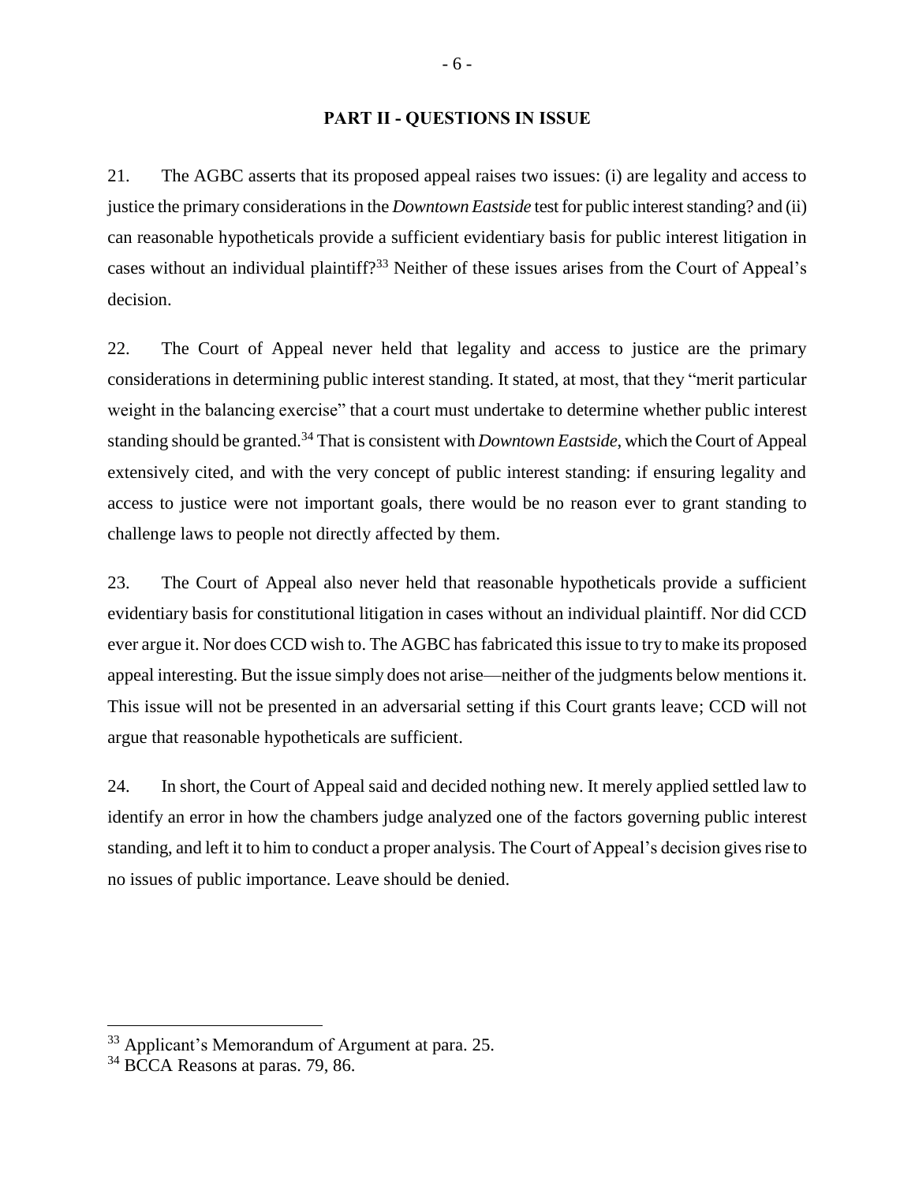## PART II - QUESTIONS IN ISSUE

21. The AGBC asserts that its proposed appeal raises two issues: (i) are legality and access to justice the primary considerations in the *Downtown Eastside* test for public interest standing? and (ii) can reasonable hypotheticals provide a sufficient evidentiary basis for public interest litigation in cases without an individual plaintiff?[33] Neither of these issues arises from the Court of Appeal's decision.

22. The Court of Appeal never held that legality and access to justice are the primary considerations in determining public interest standing. It stated, at most, that they "merit particular weight in the balancing exercise" that a court must undertake to determine whether public interest standing should be granted.[34] That is consistent with *Downtown Eastside*, which the Court of Appeal extensively cited, and with the very concept of public interest standing: if ensuring legality and access to justice were not important goals, there would be no reason ever to grant standing to challenge laws to people not directly affected by them.

23. The Court of Appeal also never held that reasonable hypotheticals provide a sufficient evidentiary basis for constitutional litigation in cases without an individual plaintiff. Nor did CCD ever argue it. Nor does CCD wish to. The AGBC has fabricated this issue to try to make its proposed appeal interesting. But the issue simply does not arise—neither of the judgments below mentions it. This issue will not be presented in an adversarial setting if this Court grants leave; CCD will not argue that reasonable hypotheticals are sufficient.

24. In short, the Court of Appeal said and decided nothing new. It merely applied settled law to identify an error in how the chambers judge analyzed one of the factors governing public interest standing, and left it to him to conduct a proper analysis. The Court of Appeal's decision gives rise to no issues of public importance. Leave should be denied.

---

[33] Applicant's Memorandum of Argument at para. 25.

[34] BCCA Reasons at paras. 79, 86.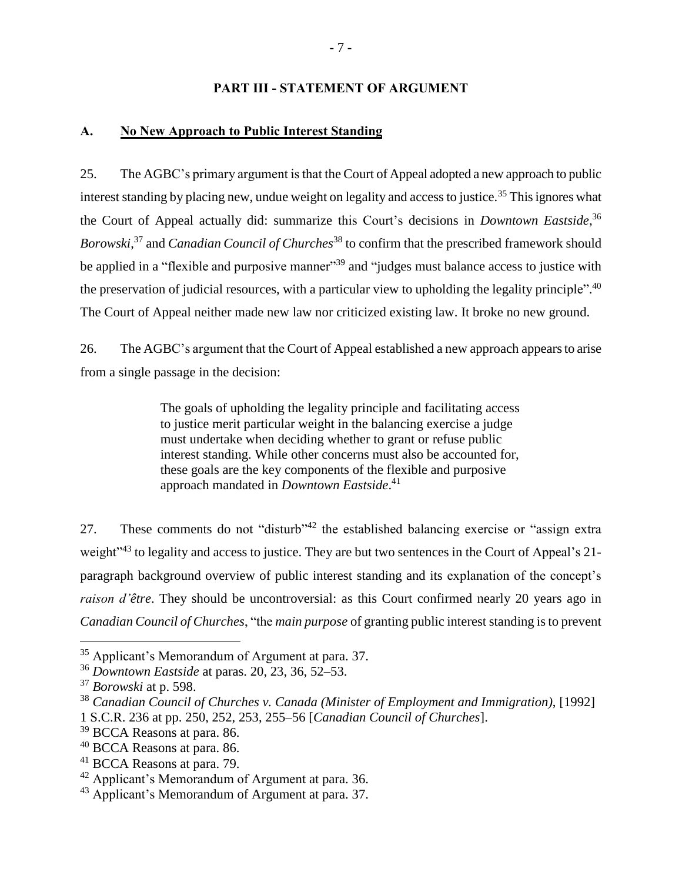## PART III - STATEMENT OF ARGUMENT

### A. No New Approach to Public Interest Standing

25. The AGBC's primary argument is that the Court of Appeal adopted a new approach to public interest standing by placing new, undue weight on legality and access to justice.[35] This ignores what the Court of Appeal actually did: summarize this Court's decisions in *Downtown Eastside*,[36] *Borowski*,[37] and *Canadian Council of Churches*[38] to confirm that the prescribed framework should be applied in a "flexible and purposive manner"[39] and "judges must balance access to justice with the preservation of judicial resources, with a particular view to upholding the legality principle".[40] The Court of Appeal neither made new law nor criticized existing law. It broke no new ground.

26. The AGBC's argument that the Court of Appeal established a new approach appears to arise from a single passage in the decision:

> The goals of upholding the legality principle and facilitating access to justice merit particular weight in the balancing exercise a judge must undertake when deciding whether to grant or refuse public interest standing. While other concerns must also be accounted for, these goals are the key components of the flexible and purposive approach mandated in *Downtown Eastside*.[41]

27. These comments do not "disturb"[42] the established balancing exercise or "assign extra weight"[43] to legality and access to justice. They are but two sentences in the Court of Appeal's 21-paragraph background overview of public interest standing and its explanation of the concept's *raison d'être*. They should be uncontroversial: as this Court confirmed nearly 20 years ago in *Canadian Council of Churches*, "the *main purpose* of granting public interest standing is to prevent

---

[35] Applicant's Memorandum of Argument at para. 37.

[36] *Downtown Eastside* at paras. 20, 23, 36, 52–53.

[37] *Borowski* at p. 598.

[38] *Canadian Council of Churches v. Canada (Minister of Employment and Immigration)*, [1992] 1 S.C.R. 236 at pp. 250, 252, 253, 255–56 [*Canadian Council of Churches*].

[39] BCCA Reasons at para. 86.

[40] BCCA Reasons at para. 86.

[41] BCCA Reasons at para. 79.

[42] Applicant's Memorandum of Argument at para. 36.

[43] Applicant's Memorandum of Argument at para. 37.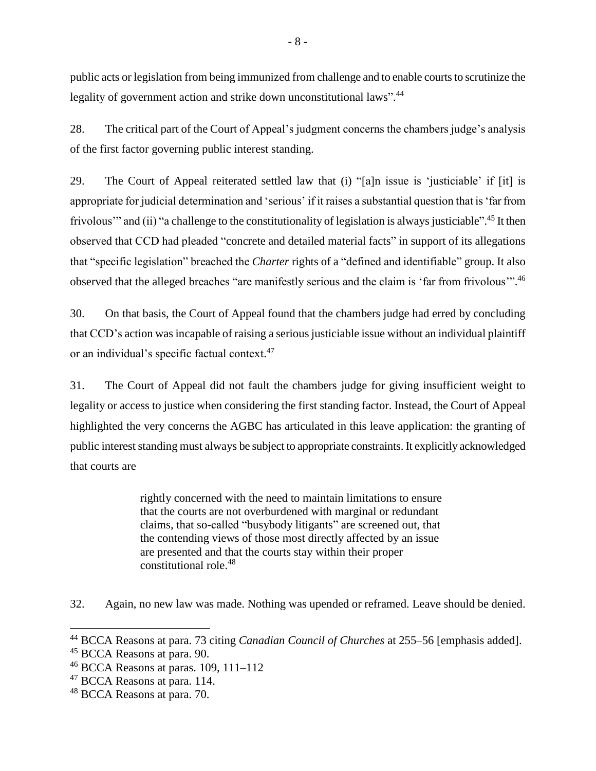public acts or legislation from being immunized from challenge and to enable courts to scrutinize the legality of government action and strike down unconstitutional laws".[44]

28. The critical part of the Court of Appeal's judgment concerns the chambers judge's analysis of the first factor governing public interest standing.

29. The Court of Appeal reiterated settled law that (i) "[a]n issue is 'justiciable' if [it] is appropriate for judicial determination and 'serious' if it raises a substantial question that is 'far from frivolous'" and (ii) "a challenge to the constitutionality of legislation is always justiciable".[45] It then observed that CCD had pleaded "concrete and detailed material facts" in support of its allegations that "specific legislation" breached the *Charter* rights of a "defined and identifiable" group. It also observed that the alleged breaches "are manifestly serious and the claim is 'far from frivolous'".[46]

30. On that basis, the Court of Appeal found that the chambers judge had erred by concluding that CCD's action was incapable of raising a serious justiciable issue without an individual plaintiff or an individual's specific factual context.[47]

31. The Court of Appeal did not fault the chambers judge for giving insufficient weight to legality or access to justice when considering the first standing factor. Instead, the Court of Appeal highlighted the very concerns the AGBC has articulated in this leave application: the granting of public interest standing must always be subject to appropriate constraints. It explicitly acknowledged that courts are

> rightly concerned with the need to maintain limitations to ensure that the courts are not overburdened with marginal or redundant claims, that so-called "busybody litigants" are screened out, that the contending views of those most directly affected by an issue are presented and that the courts stay within their proper constitutional role.[48]

32. Again, no new law was made. Nothing was upended or reframed. Leave should be denied.

---

[44] BCCA Reasons at para. 73 citing *Canadian Council of Churches* at 255–56 [emphasis added].

[45] BCCA Reasons at para. 90.

[46] BCCA Reasons at paras. 109, 111–112

[47] BCCA Reasons at para. 114.

[48] BCCA Reasons at para. 70.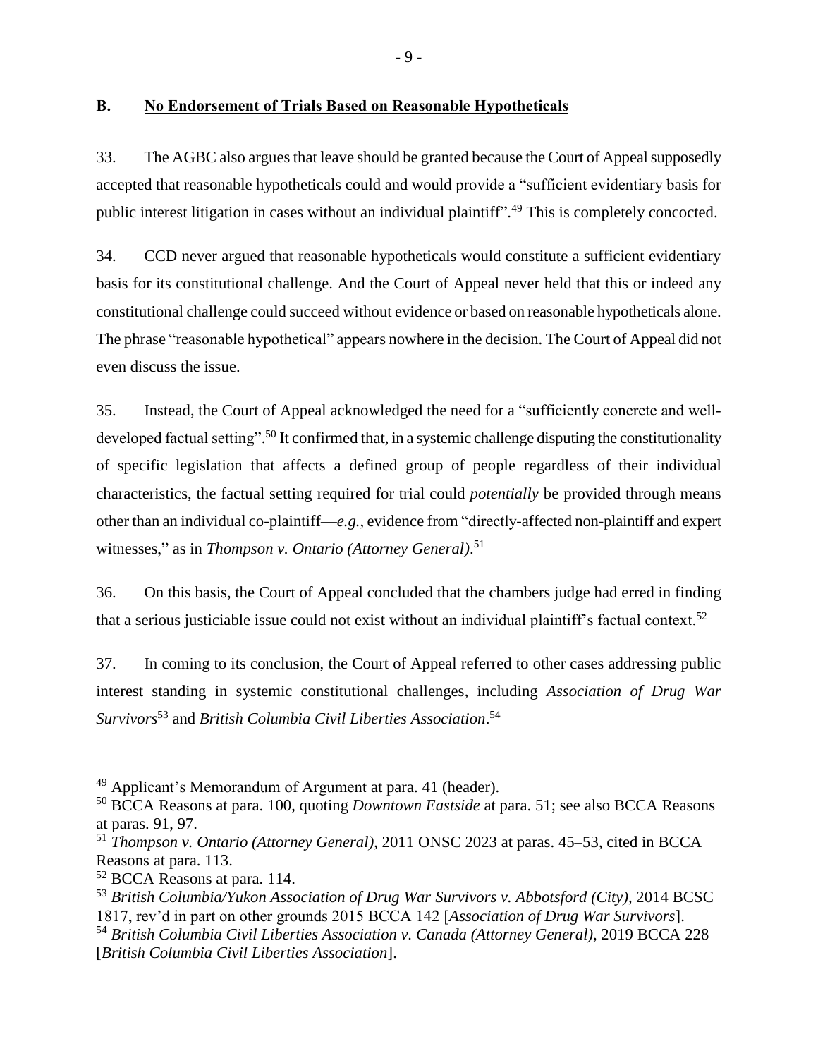## B. No Endorsement of Trials Based on Reasonable Hypotheticals

33. The AGBC also argues that leave should be granted because the Court of Appeal supposedly accepted that reasonable hypotheticals could and would provide a "sufficient evidentiary basis for public interest litigation in cases without an individual plaintiff".[49] This is completely concocted.

34. CCD never argued that reasonable hypotheticals would constitute a sufficient evidentiary basis for its constitutional challenge. And the Court of Appeal never held that this or indeed any constitutional challenge could succeed without evidence or based on reasonable hypotheticals alone. The phrase "reasonable hypothetical" appears nowhere in the decision. The Court of Appeal did not even discuss the issue.

35. Instead, the Court of Appeal acknowledged the need for a "sufficiently concrete and well-developed factual setting".[50] It confirmed that, in a systemic challenge disputing the constitutionality of specific legislation that affects a defined group of people regardless of their individual characteristics, the factual setting required for trial could *potentially* be provided through means other than an individual co-plaintiff—*e.g.*, evidence from "directly-affected non-plaintiff and expert witnesses," as in *Thompson v. Ontario (Attorney General)*.[51]

36. On this basis, the Court of Appeal concluded that the chambers judge had erred in finding that a serious justiciable issue could not exist without an individual plaintiff's factual context.[52]

37. In coming to its conclusion, the Court of Appeal referred to other cases addressing public interest standing in systemic constitutional challenges, including *Association of Drug War Survivors*[53] and *British Columbia Civil Liberties Association*.[54]

---

[49] Applicant's Memorandum of Argument at para. 41 (header).

[50] BCCA Reasons at para. 100, quoting *Downtown Eastside* at para. 51; see also BCCA Reasons at paras. 91, 97.

[51] *Thompson v. Ontario (Attorney General)*, 2011 ONSC 2023 at paras. 45–53, cited in BCCA Reasons at para. 113.

[52] BCCA Reasons at para. 114.

[53] *British Columbia/Yukon Association of Drug War Survivors v. Abbotsford (City)*, 2014 BCSC 1817, rev'd in part on other grounds 2015 BCCA 142 [*Association of Drug War Survivors*].

[54] *British Columbia Civil Liberties Association v. Canada (Attorney General)*, 2019 BCCA 228 [*British Columbia Civil Liberties Association*].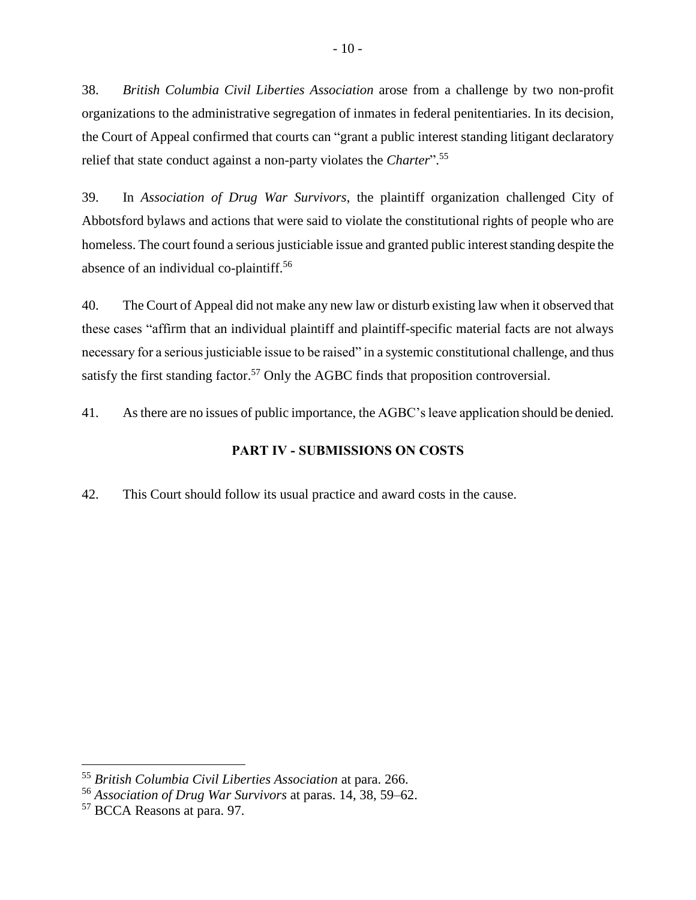38. *British Columbia Civil Liberties Association* arose from a challenge by two non-profit organizations to the administrative segregation of inmates in federal penitentiaries. In its decision, the Court of Appeal confirmed that courts can "grant a public interest standing litigant declaratory relief that state conduct against a non-party violates the *Charter*".[55]

39. In *Association of Drug War Survivors*, the plaintiff organization challenged City of Abbotsford bylaws and actions that were said to violate the constitutional rights of people who are homeless. The court found a serious justiciable issue and granted public interest standing despite the absence of an individual co-plaintiff.[56]

40. The Court of Appeal did not make any new law or disturb existing law when it observed that these cases "affirm that an individual plaintiff and plaintiff-specific material facts are not always necessary for a serious justiciable issue to be raised" in a systemic constitutional challenge, and thus satisfy the first standing factor.[57] Only the AGBC finds that proposition controversial.

41. As there are no issues of public importance, the AGBC's leave application should be denied.

## PART IV - SUBMISSIONS ON COSTS

42. This Court should follow its usual practice and award costs in the cause.

---

[55] *British Columbia Civil Liberties Association* at para. 266.

[56] *Association of Drug War Survivors* at paras. 14, 38, 59–62.

[57] BCCA Reasons at para. 97.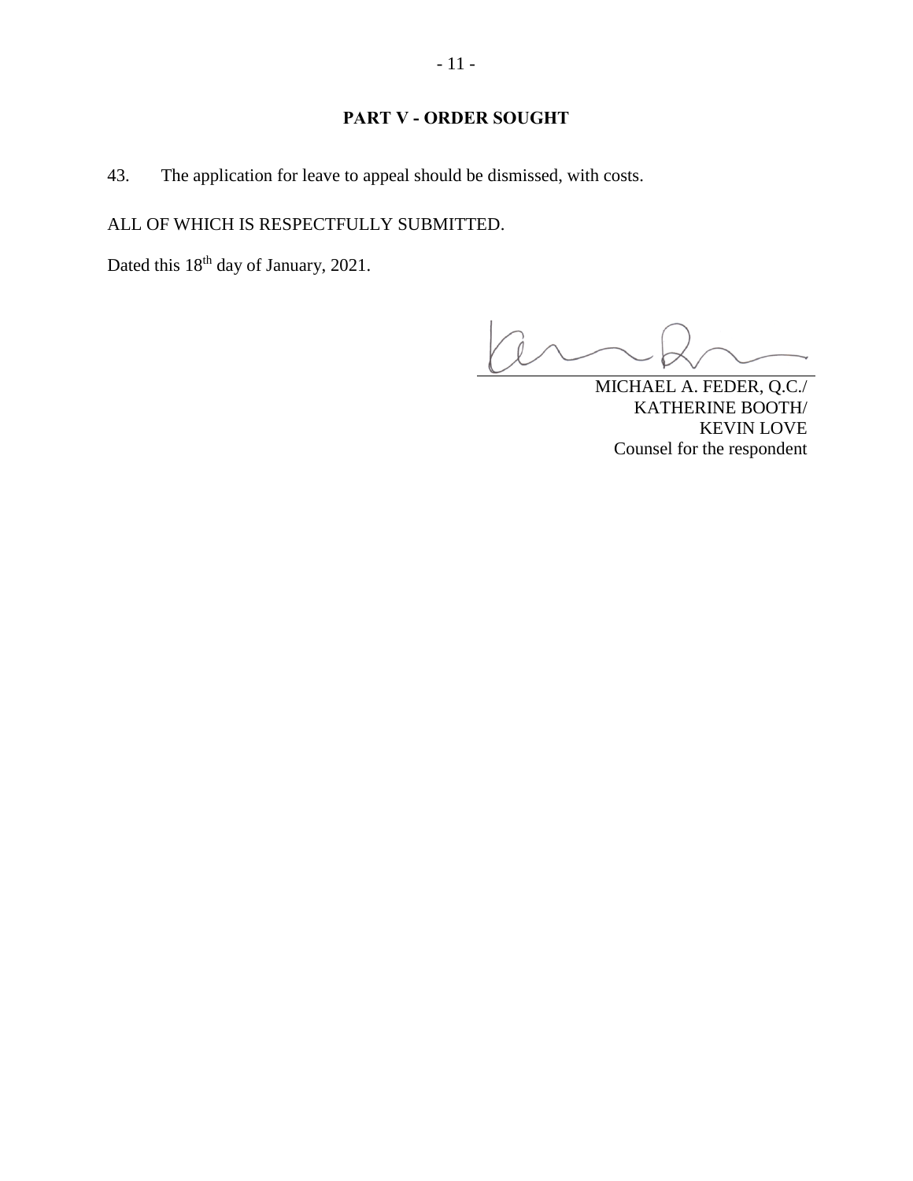## PART V - ORDER SOUGHT

43. The application for leave to appeal should be dismissed, with costs.

ALL OF WHICH IS RESPECTFULLY SUBMITTED.

Dated this 18th day of January, 2021.

MICHAEL A. FEDER, Q.C./
KATHERINE BOOTH/
KEVIN LOVE
Counsel for the respondent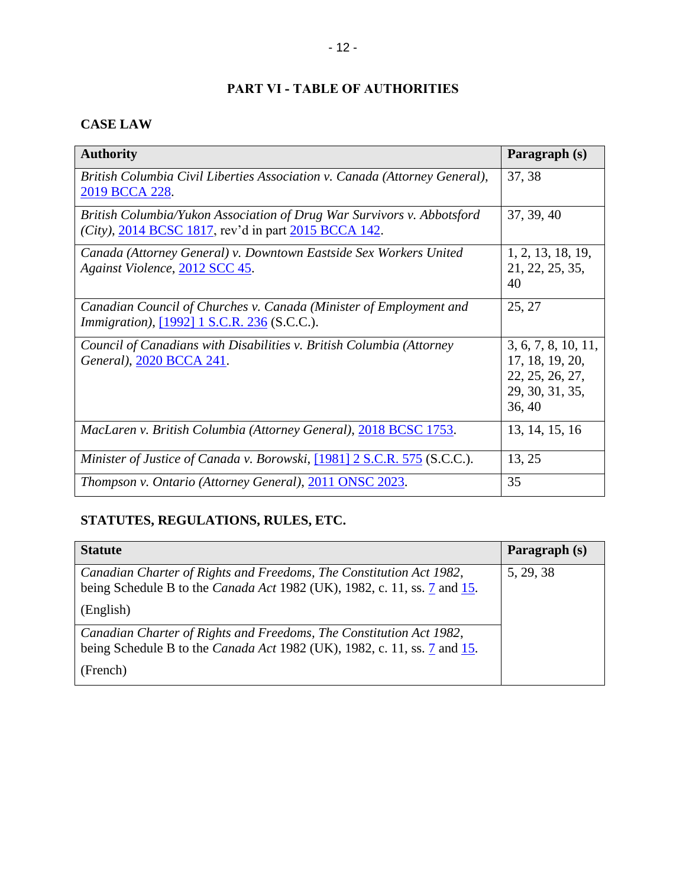## PART VI - TABLE OF AUTHORITIES

### CASE LAW

| Authority | Paragraph (s) |
|---|---|
| *British Columbia Civil Liberties Association v. Canada (Attorney General)*, 2019 BCCA 228. | 37, 38 |
| *British Columbia/Yukon Association of Drug War Survivors v. Abbotsford (City)*, 2014 BCSC 1817, rev'd in part 2015 BCCA 142. | 37, 39, 40 |
| *Canada (Attorney General) v. Downtown Eastside Sex Workers United Against Violence*, 2012 SCC 45. | 1, 2, 13, 18, 19, 21, 22, 25, 35, 40 |
| *Canadian Council of Churches v. Canada (Minister of Employment and Immigration)*, [1992] 1 S.C.R. 236 (S.C.C.). | 25, 27 |
| *Council of Canadians with Disabilities v. British Columbia (Attorney General)*, 2020 BCCA 241. | 3, 6, 7, 8, 10, 11, 17, 18, 19, 20, 22, 25, 26, 27, 29, 30, 31, 35, 36, 40 |
| *MacLaren v. British Columbia (Attorney General)*, 2018 BCSC 1753. | 13, 14, 15, 16 |
| *Minister of Justice of Canada v. Borowski*, [1981] 2 S.C.R. 575 (S.C.C.). | 13, 25 |
| *Thompson v. Ontario (Attorney General)*, 2011 ONSC 2023. | 35 |

### STATUTES, REGULATIONS, RULES, ETC.

| Statute | Paragraph (s) |
|---|---|
| *Canadian Charter of Rights and Freedoms, The Constitution Act 1982*, being Schedule B to the *Canada Act* 1982 (UK), 1982, c. 11, ss. 7 and 15. (English) | 5, 29, 38 |
| *Canadian Charter of Rights and Freedoms, The Constitution Act 1982*, being Schedule B to the *Canada Act* 1982 (UK), 1982, c. 11, ss. 7 and 15. (French) | |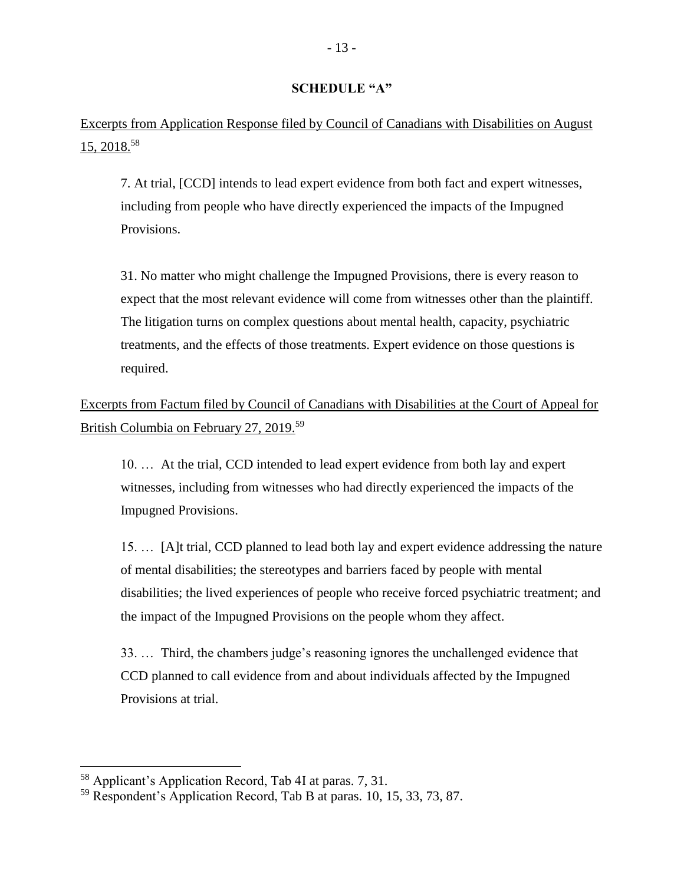## SCHEDULE "A"

Excerpts from Application Response filed by Council of Canadians with Disabilities on August 15, 2018.[58]

> 7. At trial, [CCD] intends to lead expert evidence from both fact and expert witnesses, including from people who have directly experienced the impacts of the Impugned Provisions.
>
> 31. No matter who might challenge the Impugned Provisions, there is every reason to expect that the most relevant evidence will come from witnesses other than the plaintiff. The litigation turns on complex questions about mental health, capacity, psychiatric treatments, and the effects of those treatments. Expert evidence on those questions is required.

Excerpts from Factum filed by Council of Canadians with Disabilities at the Court of Appeal for British Columbia on February 27, 2019.[59]

> 10. … At the trial, CCD intended to lead expert evidence from both lay and expert witnesses, including from witnesses who had directly experienced the impacts of the Impugned Provisions.
>
> 15. … [A]t trial, CCD planned to lead both lay and expert evidence addressing the nature of mental disabilities; the stereotypes and barriers faced by people with mental disabilities; the lived experiences of people who receive forced psychiatric treatment; and the impact of the Impugned Provisions on the people whom they affect.
>
> 33. … Third, the chambers judge's reasoning ignores the unchallenged evidence that CCD planned to call evidence from and about individuals affected by the Impugned Provisions at trial.

---

[58] Applicant's Application Record, Tab 4I at paras. 7, 31.

[59] Respondent's Application Record, Tab B at paras. 10, 15, 33, 73, 87.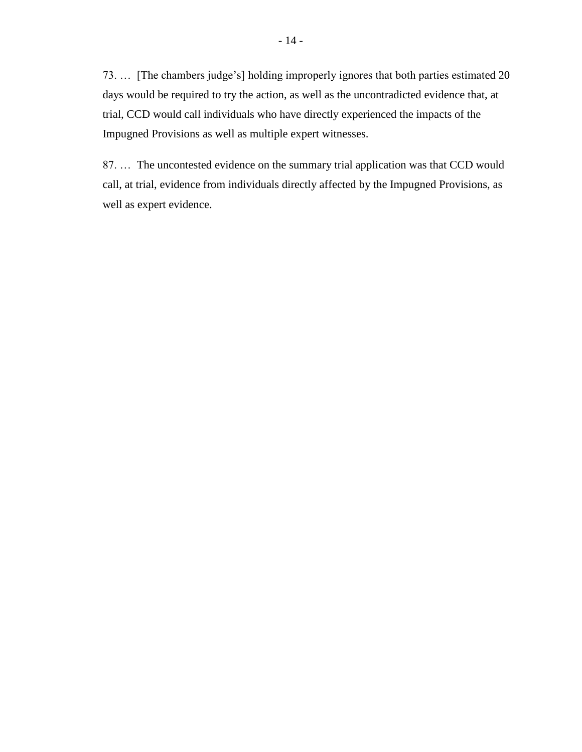73. … [The chambers judge's] holding improperly ignores that both parties estimated 20 days would be required to try the action, as well as the uncontradicted evidence that, at trial, CCD would call individuals who have directly experienced the impacts of the Impugned Provisions as well as multiple expert witnesses.

87. … The uncontested evidence on the summary trial application was that CCD would call, at trial, evidence from individuals directly affected by the Impugned Provisions, as well as expert evidence.